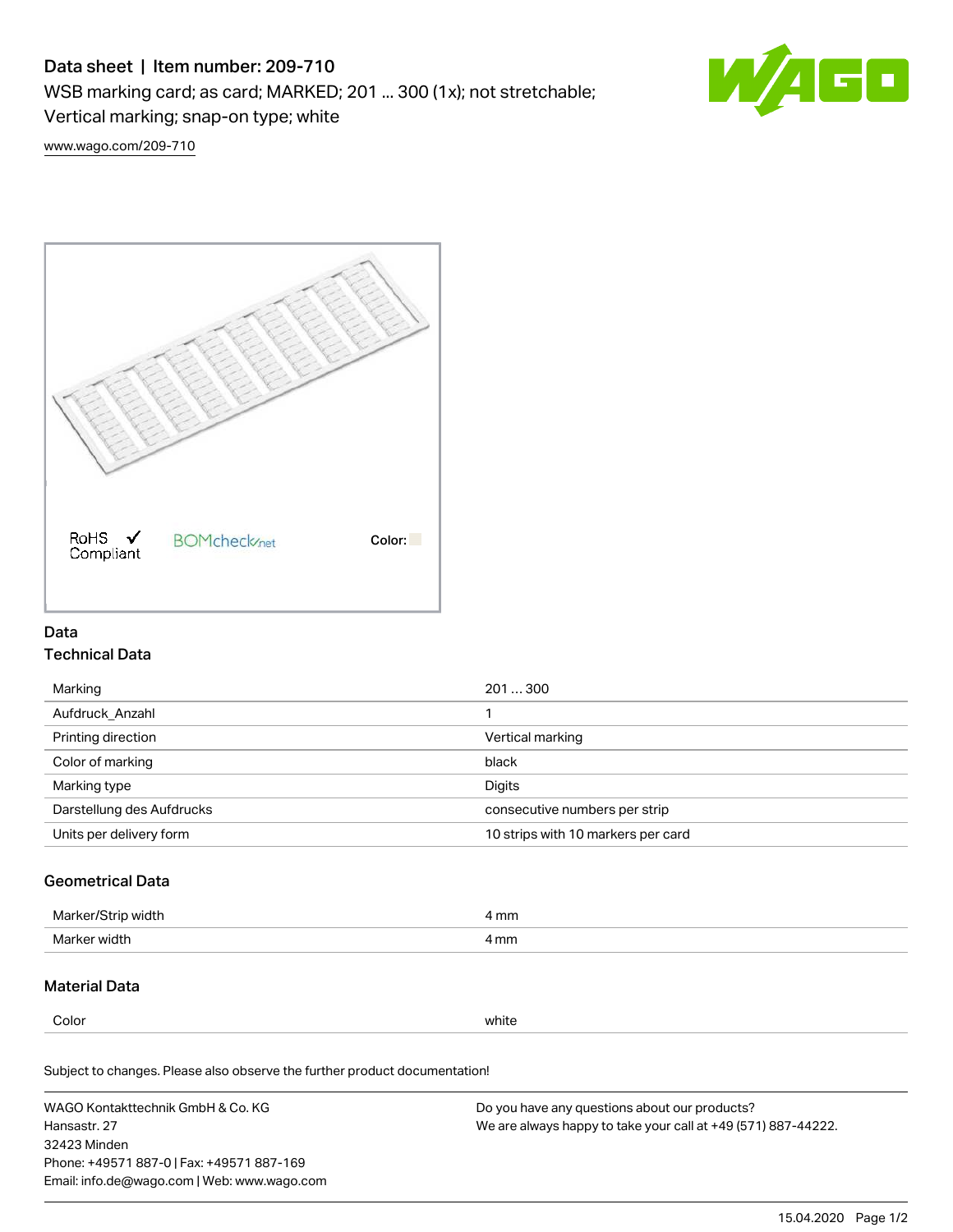# Data sheet | Item number: 209-710

WSB marking card; as card; MARKED; 201 ... 300 (1x); not stretchable; Vertical marking; snap-on type; white

www.wago.com/209-710

RoHS ✓ Compliant    BOMcheck.net    Color:

## Data

### Technical Data

| | |
|---|---|
| Marking | 201 … 300 |
| Aufdruck_Anzahl | 1 |
| Printing direction | Vertical marking |
| Color of marking | black |
| Marking type | Digits |
| Darstellung des Aufdrucks | consecutive numbers per strip |
| Units per delivery form | 10 strips with 10 markers per card |

### Geometrical Data

| | |
|---|---|
| Marker/Strip width | 4 mm |
| Marker width | 4 mm |

### Material Data

| | |
|---|---|
| Color | white |

Subject to changes. Please also observe the further product documentation!

WAGO Kontakttechnik GmbH & Co. KG
Hansastr. 27
32423 Minden
Phone: +49571 887-0 | Fax: +49571 887-169
Email: info.de@wago.com | Web: www.wago.com

Do you have any questions about our products?
We are always happy to take your call at +49 (571) 887-44222.

15.04.2020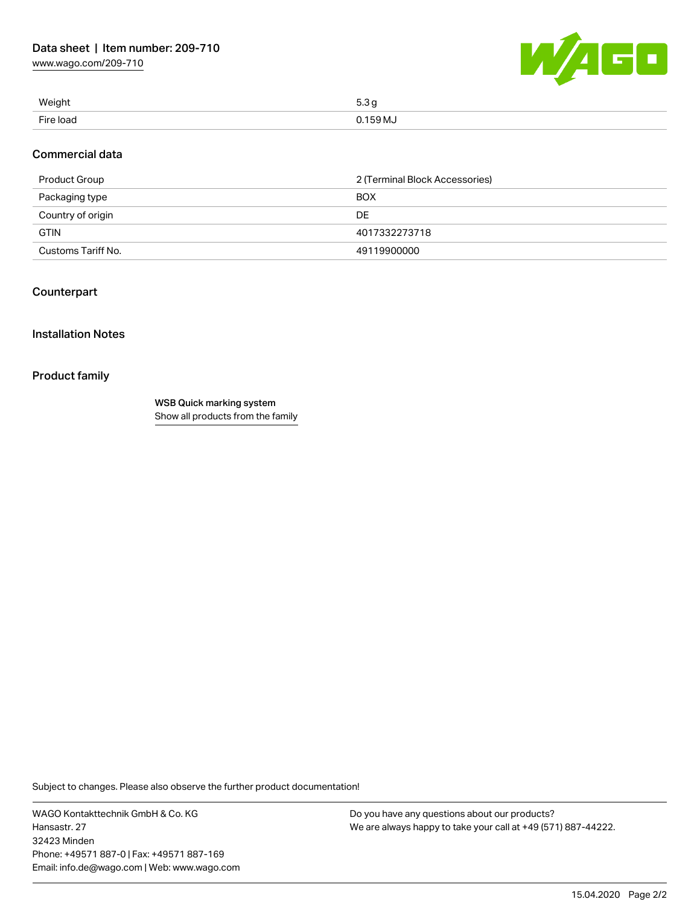| | |
|---|---|
| Weight | 5.3 g |
| Fire load | 0.159 MJ |

## Commercial data

| | |
|---|---|
| Product Group | 2 (Terminal Block Accessories) |
| Packaging type | BOX |
| Country of origin | DE |
| GTIN | 4017332273718 |
| Customs Tariff No. | 49119900000 |

## Counterpart

## Installation Notes

## Product family

**WSB Quick marking system**
Show all products from the family

Subject to changes. Please also observe the further product documentation!

WAGO Kontakttechnik GmbH & Co. KG
Hansastr. 27
32423 Minden
Phone: +49571 887-0 | Fax: +49571 887-169
Email: info.de@wago.com | Web: www.wago.com

Do you have any questions about our products?
We are always happy to take your call at +49 (571) 887-44222.

15.04.2020